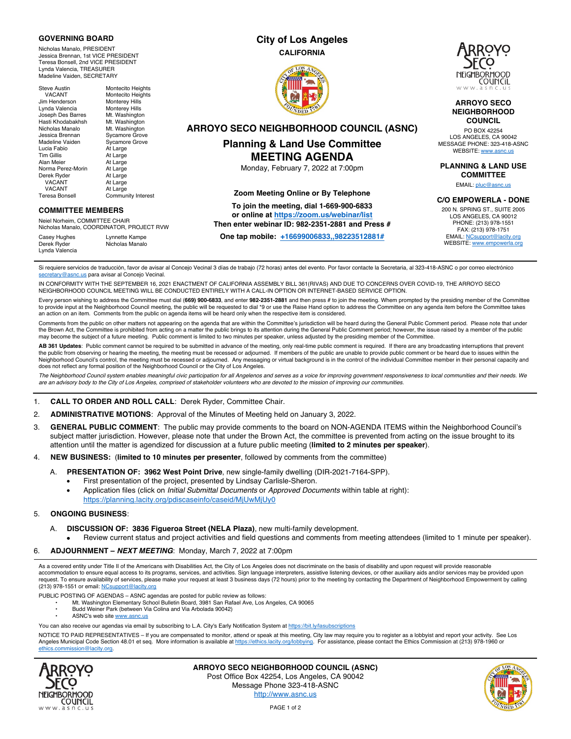## GOVERNING BOARD

Nicholas Manalo, PRESIDENT
Jessica Brennan, 1st VICE PRESIDENT
Teresa Bonsell, 2nd VICE PRESIDENT
Lynda Valencia, TREASURER
Madeline Vaiden, SECRETARY

| | |
|---|---|
| Steve Austin | Montecito Heights |
| VACANT | Montecito Heights |
| Jim Henderson | Monterey Hills |
| Lynda Valencia | Monterey Hills |
| Joseph Des Barres | Mt. Washington |
| Hasti Khodabakhsh | Mt. Washington |
| Nicholas Manalo | Mt. Washington |
| Jessica Brennan | Sycamore Grove |
| Madeline Vaiden | Sycamore Grove |
| Lucia Fabio | At Large |
| Tim Gillis | At Large |
| Alan Meier | At Large |
| Norma Perez-Morin | At Large |
| Derek Ryder | At Large |
| VACANT | At Large |
| VACANT | At Large |
| Teresa Bonsell | Community Interest |

## COMMITTEE MEMBERS

Neiel Norheim, COMMITTEE CHAIR
Nicholas Manalo, COORDINATOR, PROJECT RVW

| | |
|---|---|
| Casey Hughes | Lynnette Kampe |
| Derek Ryder | Nicholas Manalo |
| Lynda Valencia | |

**City of Los Angeles**
**CALIFORNIA**

# ARROYO SECO NEIGHBORHOOD COUNCIL (ASNC)

## Planning & Land Use Committee
## MEETING AGENDA

Monday, February 7, 2022 at 7:00pm

**Zoom Meeting Online or By Telephone**

**To join the meeting, dial 1-669-900-6833**
**or online at https://zoom.us/webinar/list**
**Then enter webinar ID: 982-2351-2881 and Press #**

**One tap mobile: +16699006833,,98223512881#**

**ARROYO SECO NEIGHBORHOOD COUNCIL**
PO BOX 42254
LOS ANGELES, CA 90042
MESSAGE PHONE: 323-418-ASNC
WEBSITE: www.asnc.us

**PLANNING & LAND USE COMMITTEE**
EMAIL: pluc@asnc.us

**C/O EMPOWERLA - DONE**
200 N. SPRING ST., SUITE 2005
LOS ANGELES, CA 90012
PHONE: (213) 978-1551
FAX: (213) 978-1751
EMAIL: NCsupport@lacity.org
WEBSITE: www.empowerla.org

---

Si requiere servicios de traducción, favor de avisar al Concejo Vecinal 3 días de trabajo (72 horas) antes del evento. Por favor contacte la Secretaria, al 323-418-ASNC o por correo electrónico secretary@asnc.us para avisar al Concejo Vecinal.

IN CONFORMITY WITH THE SEPTEMBER 16, 2021 ENACTMENT OF CALIFORNIA ASSEMBLY BILL 361(RIVAS) AND DUE TO CONCERNS OVER COVID-19, THE ARROYO SECO NEIGHBORHOOD COUNCIL MEETING WILL BE CONDUCTED ENTIRELY WITH A CALL-IN OPTION OR INTERNET-BASED SERVICE OPTION.

Every person wishing to address the Committee must dial (**669) 900-6833**, and enter **982-2351-2881** and then press # to join the meeting. Whem prompted by the presiding member of the Committee to provide input at the Neighborhood Council meeting, the public will be requested to dial *9 or use the Raise Hand option to address the Committee on any agenda item before the Committee takes an action on an item. Comments from the public on agenda items will be heard only when the respective item is considered.

Comments from the public on other matters not appearing on the agenda that are within the Committee's jurisdiction will be heard during the General Public Comment period. Please note that under the Brown Act, the Committee is prohibited from acting on a matter the public brings to its attention during the General Public Comment period; however, the issue raised by a member of the public may become the subject of a future meeting. Public comment is limited to two minutes per speaker, unless adjusted by the presiding member of the Committee.

**AB 361 Updates**: Public comment cannot be required to be submitted in advance of the meeting, only real-time public comment is required. If there are any broadcasting interruptions that prevent the public from observing or hearing the meeting, the meeting must be recessed or adjourned. If members of the public are unable to provide public comment or be heard due to issues within the Neighborhood Council's control, the meeting must be recessed or adjourned. Any messaging or virtual background is in the control of the individual Committee member in their personal capacity and does not reflect any formal position of the Neighborhood Council or the City of Los Angeles.

*The Neighborhood Council system enables meaningful civic participation for all Angelenos and serves as a voice for improving government responsiveness to local communities and their needs. We are an advisory body to the City of Los Angeles, comprised of stakeholder volunteers who are devoted to the mission of improving our communities.*

---

1. **CALL TO ORDER AND ROLL CALL**: Derek Ryder, Committee Chair.
2. **ADMINISTRATIVE MOTIONS**: Approval of the Minutes of Meeting held on January 3, 2022.
3. **GENERAL PUBLIC COMMENT**: The public may provide comments to the board on NON-AGENDA ITEMS within the Neighborhood Council's subject matter jurisdiction. However, please note that under the Brown Act, the committee is prevented from acting on the issue brought to its attention until the matter is agendized for discussion at a future public meeting (**limited to 2 minutes per speaker**).
4. **NEW BUSINESS:** (**limited to 10 minutes per presenter**, followed by comments from the committee)
   A. **PRESENTATION OF: 3962 West Point Drive**, new single-family dwelling (DIR-2021-7164-SPP).
      - First presentation of the project, presented by Lindsay Carlisle-Sheron.
      - Application files (click on *Initial Submittal Documents* or *Approved Documents* within table at right): https://planning.lacity.org/pdiscaseinfo/caseid/MjUwMjUy0
5. **ONGOING BUSINESS**:
   A. **DISCUSSION OF: 3836 Figueroa Street (NELA Plaza)**, new multi-family development.
      - Review current status and project activities and field questions and comments from meeting attendees (limited to 1 minute per speaker).
6. **ADJOURNMENT – *NEXT MEETING***: Monday, March 7, 2022 at 7:00pm

---

As a covered entity under Title II of the Americans with Disabilities Act, the City of Los Angeles does not discriminate on the basis of disability and upon request will provide reasonable accommodation to ensure equal access to its programs, services, and activities. Sign language interpreters, assistive listening devices, or other auxiliary aids and/or services may be provided upon request. To ensure availability of services, please make your request at least 3 business days (72 hours) prior to the meeting by contacting the Department of Neighborhood Empowerment by calling (213) 978-1551 or email: NCsupport@lacity.org

PUBLIC POSTING OF AGENDAS – ASNC agendas are posted for public review as follows:

- Mt. Washington Elementary School Bulletin Board, 3981 San Rafael Ave, Los Angeles, CA 90065
- Budd Weiner Park (between Via Colina and Via Arbolada 90042)
- ASNC's web site www.asnc.us

You can also receive our agendas via email by subscribing to L.A. City's Early Notification System at https://bit.ly/lasubscriptions

NOTICE TO PAID REPRESENTATIVES – If you are compensated to monitor, attend or speak at this meeting, City law may require you to register as a lobbyist and report your activity. See Los Angeles Municipal Code Section 48.01 et seq. More information is available at https://ethics.lacity.org/lobbying. For assistance, please contact the Ethics Commission at (213) 978-1960 or ethics.commission@lacity.org.

---

**ARROYO SECO NEIGHBORHOOD COUNCIL (ASNC)**
Post Office Box 42254, Los Angeles, CA 90042
Message Phone 323-418-ASNC
http://www.asnc.us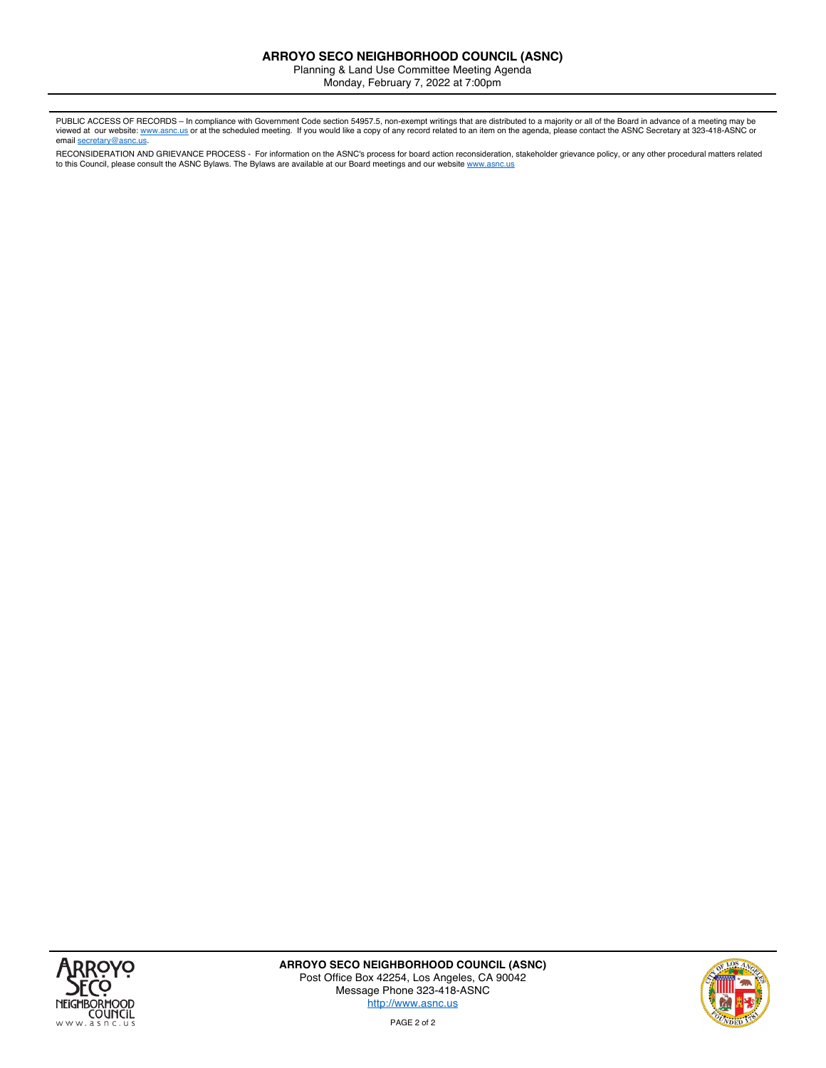PUBLIC ACCESS OF RECORDS – In compliance with Government Code section 54957.5, non-exempt writings that are distributed to a majority or all of the Board in advance of a meeting may be viewed at our website: www.asnc.us or at the scheduled meeting. If you would like a copy of any record related to an item on the agenda, please contact the ASNC Secretary at 323-418-ASNC or email secretary@asnc.us.

RECONSIDERATION AND GRIEVANCE PROCESS - For information on the ASNC's process for board action reconsideration, stakeholder grievance policy, or any other procedural matters related to this Council, please consult the ASNC Bylaws. The Bylaws are available at our Board meetings and our website www.asnc.us